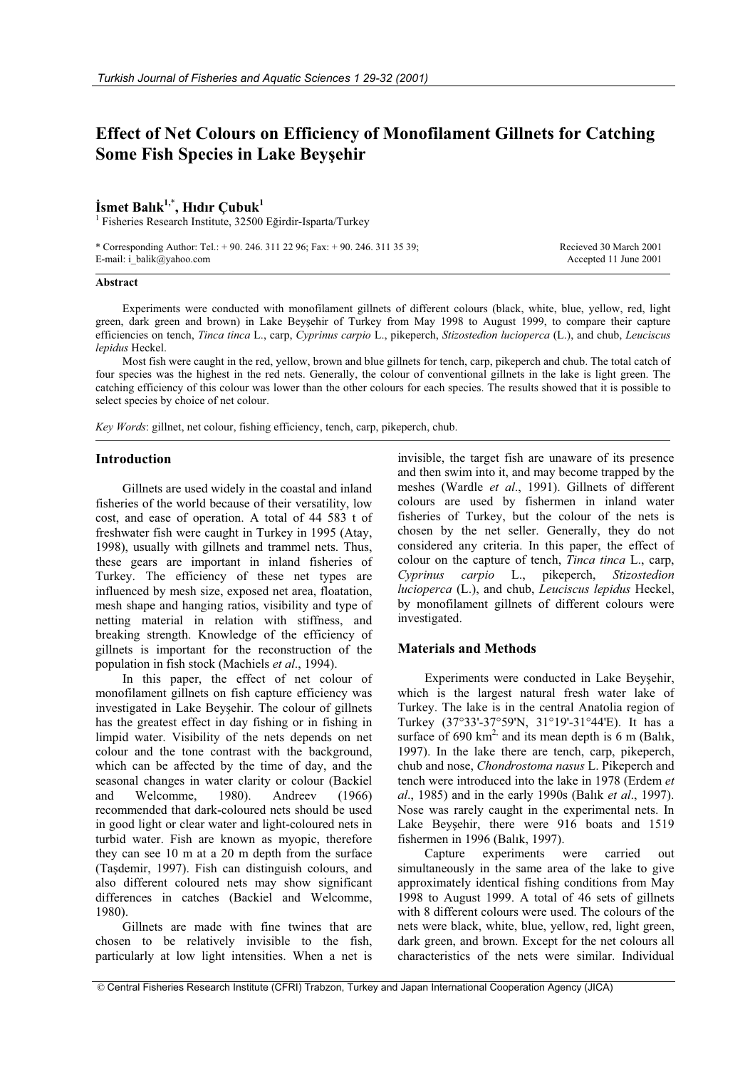# Effect of Net Colours on Efficiency of Monofilament Gillnets for Catching Some Fish Species in Lake Beyşehir

**İsmet Balık[1,*], Hıdır Çubuk[1]**

[1] Fisheries Research Institute, 32500 Eğirdir-Isparta/Turkey

\* Corresponding Author: Tel.: + 90. 246. 311 22 96; Fax: + 90. 246. 311 35 39;
E-mail: i_balik@yahoo.com

Recieved 30 March 2001
Accepted 11 June 2001

### Abstract

Experiments were conducted with monofilament gillnets of different colours (black, white, blue, yellow, red, light green, dark green and brown) in Lake Beyşehir of Turkey from May 1998 to August 1999, to compare their capture efficiencies on tench, *Tinca tinca* L., carp, *Cyprinus carpio* L., pikeperch, *Stizostedion lucioperca* (L.), and chub, *Leuciscus lepidus* Heckel.

Most fish were caught in the red, yellow, brown and blue gillnets for tench, carp, pikeperch and chub. The total catch of four species was the highest in the red nets. Generally, the colour of conventional gillnets in the lake is light green. The catching efficiency of this colour was lower than the other colours for each species. The results showed that it is possible to select species by choice of net colour.

*Key Words*: gillnet, net colour, fishing efficiency, tench, carp, pikeperch, chub.

## Introduction

Gillnets are used widely in the coastal and inland fisheries of the world because of their versatility, low cost, and ease of operation. A total of 44 583 t of freshwater fish were caught in Turkey in 1995 (Atay, 1998), usually with gillnets and trammel nets. Thus, these gears are important in inland fisheries of Turkey. The efficiency of these net types are influenced by mesh size, exposed net area, floatation, mesh shape and hanging ratios, visibility and type of netting material in relation with stiffness, and breaking strength. Knowledge of the efficiency of gillnets is important for the reconstruction of the population in fish stock (Machiels *et al*., 1994).

In this paper, the effect of net colour of monofilament gillnets on fish capture efficiency was investigated in Lake Beyşehir. The colour of gillnets has the greatest effect in day fishing or in fishing in limpid water. Visibility of the nets depends on net colour and the tone contrast with the background, which can be affected by the time of day, and the seasonal changes in water clarity or colour (Backiel and Welcomme, 1980). Andreev (1966) recommended that dark-coloured nets should be used in good light or clear water and light-coloured nets in turbid water. Fish are known as myopic, therefore they can see 10 m at a 20 m depth from the surface (Taşdemir, 1997). Fish can distinguish colours, and also different coloured nets may show significant differences in catches (Backiel and Welcomme, 1980).

Gillnets are made with fine twines that are chosen to be relatively invisible to the fish, particularly at low light intensities. When a net is invisible, the target fish are unaware of its presence and then swim into it, and may become trapped by the meshes (Wardle *et al*., 1991). Gillnets of different colours are used by fishermen in inland water fisheries of Turkey, but the colour of the nets is chosen by the net seller. Generally, they do not considered any criteria. In this paper, the effect of colour on the capture of tench, *Tinca tinca* L., carp, *Cyprinus carpio* L., pikeperch, *Stizostedion lucioperca* (L.), and chub, *Leuciscus lepidus* Heckel, by monofilament gillnets of different colours were investigated.

## Materials and Methods

Experiments were conducted in Lake Beyşehir, which is the largest natural fresh water lake of Turkey. The lake is in the central Anatolia region of Turkey (37°33'-37°59'N, 31°19'-31°44'E). It has a surface of 690 km$^{2}$ and its mean depth is 6 m (Balık, 1997). In the lake there are tench, carp, pikeperch, chub and nose, *Chondrostoma nasus* L. Pikeperch and tench were introduced into the lake in 1978 (Erdem *et al*., 1985) and in the early 1990s (Balık *et al*., 1997). Nose was rarely caught in the experimental nets. In Lake Beyşehir, there were 916 boats and 1519 fishermen in 1996 (Balık, 1997).

Capture experiments were carried out simultaneously in the same area of the lake to give approximately identical fishing conditions from May 1998 to August 1999. A total of 46 sets of gillnets with 8 different colours were used. The colours of the nets were black, white, blue, yellow, red, light green, dark green, and brown. Except for the net colours all characteristics of the nets were similar. Individual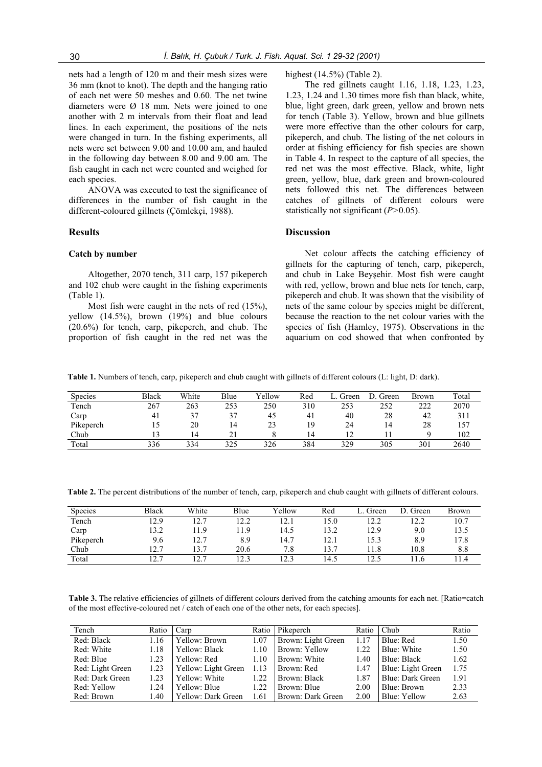nets had a length of 120 m and their mesh sizes were 36 mm (knot to knot). The depth and the hanging ratio of each net were 50 meshes and 0.60. The net twine diameters were Ø 18 mm. Nets were joined to one another with 2 m intervals from their float and lead lines. In each experiment, the positions of the nets were changed in turn. In the fishing experiments, all nets were set between 9.00 and 10.00 am, and hauled in the following day between 8.00 and 9.00 am. The fish caught in each net were counted and weighed for each species.

ANOVA was executed to test the significance of differences in the number of fish caught in the different-coloured gillnets (Çömlekçi, 1988).

## Results

### Catch by number

Altogether, 2070 tench, 311 carp, 157 pikeperch and 102 chub were caught in the fishing experiments (Table 1).

Most fish were caught in the nets of red (15%), yellow (14.5%), brown (19%) and blue colours (20.6%) for tench, carp, pikeperch, and chub. The proportion of fish caught in the red net was the highest (14.5%) (Table 2).

The red gillnets caught 1.16, 1.18, 1.23, 1.23, 1.23, 1.24 and 1.30 times more fish than black, white, blue, light green, dark green, yellow and brown nets for tench (Table 3). Yellow, brown and blue gillnets were more effective than the other colours for carp, pikeperch, and chub. The listing of the net colours in order at fishing efficiency for fish species are shown in Table 4. In respect to the capture of all species, the red net was the most effective. Black, white, light green, yellow, blue, dark green and brown-coloured nets followed this net. The differences between catches of gillnets of different colours were statistically not significant ($P>0.05$).

## Discussion

Net colour affects the catching efficiency of gillnets for the capturing of tench, carp, pikeperch, and chub in Lake Beyşehir. Most fish were caught with red, yellow, brown and blue nets for tench, carp, pikeperch and chub. It was shown that the visibility of nets of the same colour by species might be different, because the reaction to the net colour varies with the species of fish (Hamley, 1975). Observations in the aquarium on cod showed that when confronted by

**Table 1.** Numbers of tench, carp, pikeperch and chub caught with gillnets of different colours (L: light, D: dark).

| Species | Black | White | Blue | Yellow | Red | L. Green | D. Green | Brown | Total |
|---|---|---|---|---|---|---|---|---|---|
| Tench | 267 | 263 | 253 | 250 | 310 | 253 | 252 | 222 | 2070 |
| Carp | 41 | 37 | 37 | 45 | 41 | 40 | 28 | 42 | 311 |
| Pikeperch | 15 | 20 | 14 | 23 | 19 | 24 | 14 | 28 | 157 |
| Chub | 13 | 14 | 21 | 8 | 14 | 12 | 11 | 9 | 102 |
| Total | 336 | 334 | 325 | 326 | 384 | 329 | 305 | 301 | 2640 |

**Table 2.** The percent distributions of the number of tench, carp, pikeperch and chub caught with gillnets of different colours.

| Species | Black | White | Blue | Yellow | Red | L. Green | D. Green | Brown |
|---|---|---|---|---|---|---|---|---|
| Tench | 12.9 | 12.7 | 12.2 | 12.1 | 15.0 | 12.2 | 12.2 | 10.7 |
| Carp | 13.2 | 11.9 | 11.9 | 14.5 | 13.2 | 12.9 | 9.0 | 13.5 |
| Pikeperch | 9.6 | 12.7 | 8.9 | 14.7 | 12.1 | 15.3 | 8.9 | 17.8 |
| Chub | 12.7 | 13.7 | 20.6 | 7.8 | 13.7 | 11.8 | 10.8 | 8.8 |
| Total | 12.7 | 12.7 | 12.3 | 12.3 | 14.5 | 12.5 | 11.6 | 11.4 |

**Table 3.** The relative efficiencies of gillnets of different colours derived from the catching amounts for each net. [Ratio=catch of the most effective-coloured net / catch of each one of the other nets, for each species].

| Tench | Ratio | Carp | Ratio | Pikeperch | Ratio | Chub | Ratio |
|---|---|---|---|---|---|---|---|
| Red: Black | 1.16 | Yellow: Brown | 1.07 | Brown: Light Green | 1.17 | Blue: Red | 1.50 |
| Red: White | 1.18 | Yellow: Black | 1.10 | Brown: Yellow | 1.22 | Blue: White | 1.50 |
| Red: Blue | 1.23 | Yellow: Red | 1.10 | Brown: White | 1.40 | Blue: Black | 1.62 |
| Red: Light Green | 1.23 | Yellow: Light Green | 1.13 | Brown: Red | 1.47 | Blue: Light Green | 1.75 |
| Red: Dark Green | 1.23 | Yellow: White | 1.22 | Brown: Black | 1.87 | Blue: Dark Green | 1.91 |
| Red: Yellow | 1.24 | Yellow: Blue | 1.22 | Brown: Blue | 2.00 | Blue: Brown | 2.33 |
| Red: Brown | 1.40 | Yellow: Dark Green | 1.61 | Brown: Dark Green | 2.00 | Blue: Yellow | 2.63 |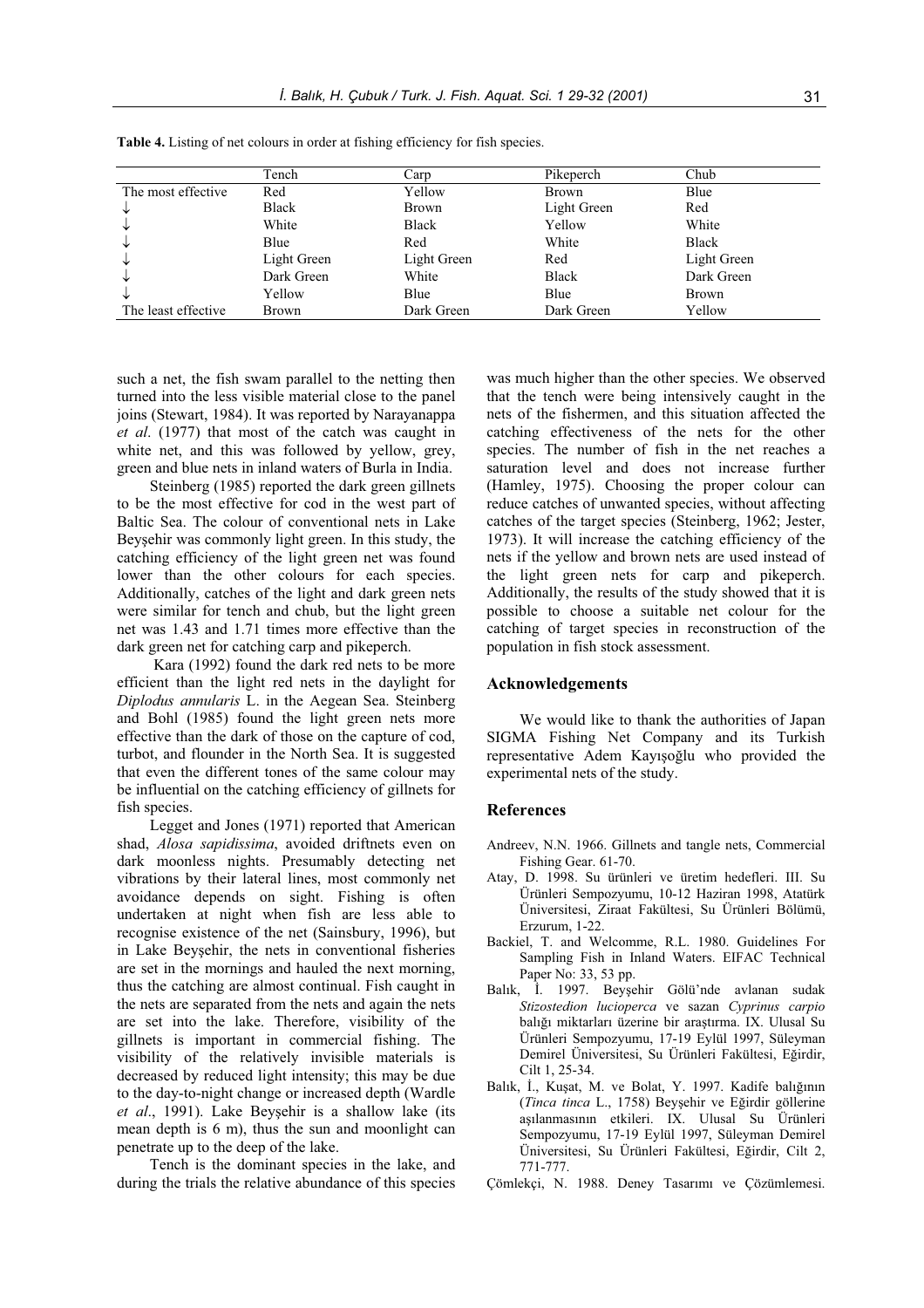**Table 4.** Listing of net colours in order at fishing efficiency for fish species.

| | Tench | Carp | Pikeperch | Chub |
|---|---|---|---|---|
| The most effective | Red | Yellow | Brown | Blue |
| ↓ | Black | Brown | Light Green | Red |
| ↓ | White | Black | Yellow | White |
| ↓ | Blue | Red | White | Black |
| ↓ | Light Green | Light Green | Red | Light Green |
| ↓ | Dark Green | White | Black | Dark Green |
| ↓ | Yellow | Blue | Blue | Brown |
| The least effective | Brown | Dark Green | Dark Green | Yellow |

such a net, the fish swam parallel to the netting then turned into the less visible material close to the panel joins (Stewart, 1984). It was reported by Narayanappa *et al*. (1977) that most of the catch was caught in white net, and this was followed by yellow, grey, green and blue nets in inland waters of Burla in India.

Steinberg (1985) reported the dark green gillnets to be the most effective for cod in the west part of Baltic Sea. The colour of conventional nets in Lake Beyşehir was commonly light green. In this study, the catching efficiency of the light green net was found lower than the other colours for each species. Additionally, catches of the light and dark green nets were similar for tench and chub, but the light green net was 1.43 and 1.71 times more effective than the dark green net for catching carp and pikeperch.

Kara (1992) found the dark red nets to be more efficient than the light red nets in the daylight for *Diplodus annularis* L. in the Aegean Sea. Steinberg and Bohl (1985) found the light green nets more effective than the dark of those on the capture of cod, turbot, and flounder in the North Sea. It is suggested that even the different tones of the same colour may be influential on the catching efficiency of gillnets for fish species.

Legget and Jones (1971) reported that American shad, *Alosa sapidissima*, avoided driftnets even on dark moonless nights. Presumably detecting net vibrations by their lateral lines, most commonly net avoidance depends on sight. Fishing is often undertaken at night when fish are less able to recognise existence of the net (Sainsbury, 1996), but in Lake Beyşehir, the nets in conventional fisheries are set in the mornings and hauled the next morning, thus the catching are almost continual. Fish caught in the nets are separated from the nets and again the nets are set into the lake. Therefore, visibility of the gillnets is important in commercial fishing. The visibility of the relatively invisible materials is decreased by reduced light intensity; this may be due to the day-to-night change or increased depth (Wardle *et al*., 1991). Lake Beyşehir is a shallow lake (its mean depth is 6 m), thus the sun and moonlight can penetrate up to the deep of the lake.

Tench is the dominant species in the lake, and during the trials the relative abundance of this species was much higher than the other species. We observed that the tench were being intensively caught in the nets of the fishermen, and this situation affected the catching effectiveness of the nets for the other species. The number of fish in the net reaches a saturation level and does not increase further (Hamley, 1975). Choosing the proper colour can reduce catches of unwanted species, without affecting catches of the target species (Steinberg, 1962; Jester, 1973). It will increase the catching efficiency of the nets if the yellow and brown nets are used instead of the light green nets for carp and pikeperch. Additionally, the results of the study showed that it is possible to choose a suitable net colour for the catching of target species in reconstruction of the population in fish stock assessment.

## Acknowledgements

We would like to thank the authorities of Japan SIGMA Fishing Net Company and its Turkish representative Adem Kayışoğlu who provided the experimental nets of the study.

## References

Andreev, N.N. 1966. Gillnets and tangle nets, Commercial Fishing Gear. 61-70.

Atay, D. 1998. Su ürünleri ve üretim hedefleri. III. Su Ürünleri Sempozyumu, 10-12 Haziran 1998, Atatürk Üniversitesi, Ziraat Fakültesi, Su Ürünleri Bölümü, Erzurum, 1-22.

Backiel, T. and Welcomme, R.L. 1980. Guidelines For Sampling Fish in Inland Waters. EIFAC Technical Paper No: 33, 53 pp.

Balık, İ. 1997. Beyşehir Gölü'nde avlanan sudak *Stizostedion lucioperca* ve sazan *Cyprinus carpio* balığı miktarları üzerine bir araştırma. IX. Ulusal Su Ürünleri Sempozyumu, 17-19 Eylül 1997, Süleyman Demirel Üniversitesi, Su Ürünleri Fakültesi, Eğirdir, Cilt 1, 25-34.

Balık, İ., Kuşat, M. ve Bolat, Y. 1997. Kadife balığının (*Tinca tinca* L., 1758) Beyşehir ve Eğirdir göllerine aşılanmasının etkileri. IX. Ulusal Su Ürünleri Sempozyumu, 17-19 Eylül 1997, Süleyman Demirel Üniversitesi, Su Ürünleri Fakültesi, Eğirdir, Cilt 2, 771-777.

Çömlekçi, N. 1988. Deney Tasarımı ve Çözümlemesi.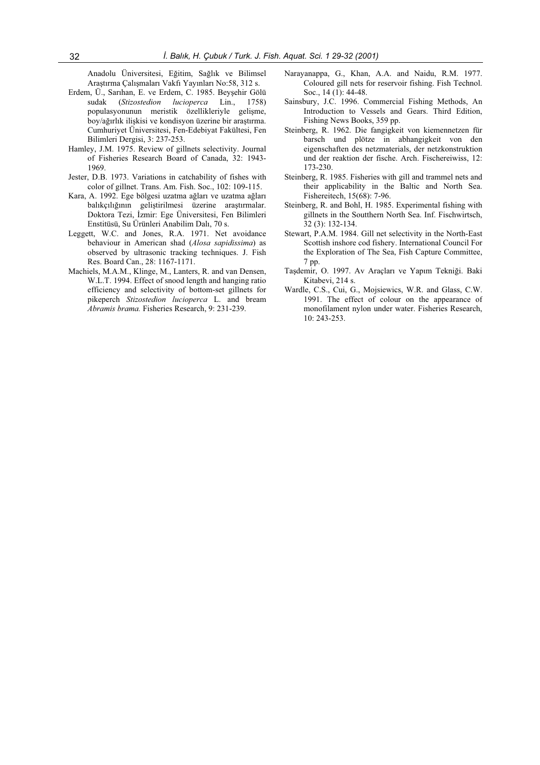Anadolu Üniversitesi, Eğitim, Sağlık ve Bilimsel Araştırma Çalışmaları Vakfı Yayınları No:58, 312 s.

Erdem, Ü., Sarıhan, E. ve Erdem, C. 1985. Beyşehir Gölü sudak (*Stizostedion lucioperca* Lin., 1758) populasyonunun meristik özellikleriyle gelişme, boy/ağırlık ilişkisi ve kondisyon üzerine bir araştırma. Cumhuriyet Üniversitesi, Fen-Edebiyat Fakültesi, Fen Bilimleri Dergisi, 3: 237-253.

Hamley, J.M. 1975. Review of gillnets selectivity. Journal of Fisheries Research Board of Canada, 32: 1943-1969.

Jester, D.B. 1973. Variations in catchability of fishes with color of gillnet. Trans. Am. Fish. Soc., 102: 109-115.

Kara, A. 1992. Ege bölgesi uzatma ağları ve uzatma ağları balıkçılığının geliştirilmesi üzerine araştırmalar. Doktora Tezi, İzmir: Ege Üniversitesi, Fen Bilimleri Enstitüsü, Su Ürünleri Anabilim Dalı, 70 s.

Leggett, W.C. and Jones, R.A. 1971. Net avoidance behaviour in American shad (*Alosa sapidissima*) as observed by ultrasonic tracking techniques. J. Fish Res. Board Can., 28: 1167-1171.

Machiels, M.A.M., Klinge, M., Lanters, R. and van Densen, W.L.T. 1994. Effect of snood length and hanging ratio efficiency and selectivity of bottom-set gillnets for pikeperch *Stizostedion lucioperca* L. and bream *Abramis brama.* Fisheries Research, 9: 231-239.

Narayanappa, G., Khan, A.A. and Naidu, R.M. 1977. Coloured gill nets for reservoir fishing. Fish Technol. Soc., 14 (1): 44-48.

Sainsbury, J.C. 1996. Commercial Fishing Methods, An Introduction to Vessels and Gears. Third Edition, Fishing News Books, 359 pp.

Steinberg, R. 1962. Die fangigkeit von kiemennetzen für barsch und plötze in abhangigkeit von den eigenschaften des netzmaterials, der netzkonstruktion und der reaktion der fische. Arch. Fischereiwiss, 12: 173-230.

Steinberg, R. 1985. Fisheries with gill and trammel nets and their applicability in the Baltic and North Sea. Fishereitech, 15(68): 7-96.

Steinberg, R. and Bohl, H. 1985. Experimental fishing with gillnets in the Southern North Sea. Inf. Fischwirtsch, 32 (3): 132-134.

Stewart, P.A.M. 1984. Gill net selectivity in the North-East Scottish inshore cod fishery. International Council For the Exploration of The Sea, Fish Capture Committee, 7 pp.

Taşdemir, O. 1997. Av Araçları ve Yapım Tekniği. Baki Kitabevi, 214 s.

Wardle, C.S., Cui, G., Mojsiewics, W.R. and Glass, C.W. 1991. The effect of colour on the appearance of monofilament nylon under water. Fisheries Research, 10: 243-253.